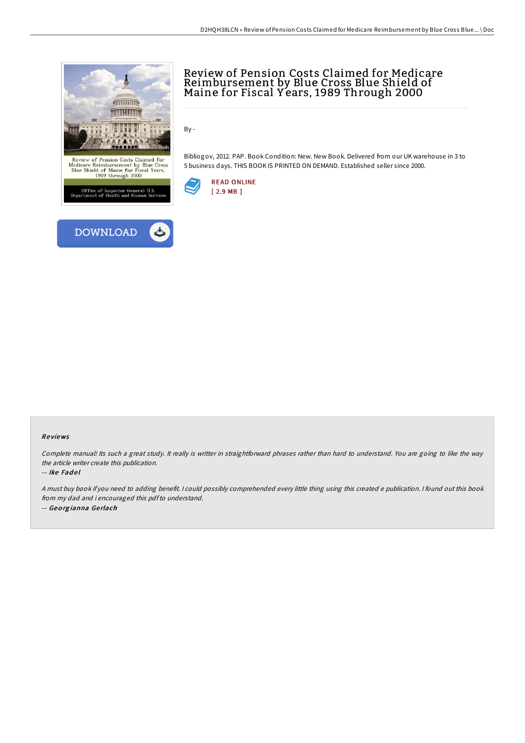# Review of Pension Costs Claimed for Medicare Reimbursement by Blue Cross Blue Shield of Maine for Fiscal Years, 1989 Through 2000

By -

Bibliogov, 2012. PAP. Book Condition: New. New Book. Delivered from our UK warehouse in 3 to 5 business days. THIS BOOK IS PRINTED ON DEMAND. Established seller since 2000.

READ ONLINE
[ 2.9 MB ]

DOWNLOAD

### Reviews

*Complete manual! Its such a great study. It really is writter in straightforward phrases rather than hard to understand. You are going to like the way the article writer create this publication.*

-- ***Ike Fadel***

*A must buy book if you need to adding benefit. I could possibly comprehended every little thing using this created e publication. I found out this book from my dad and i encouraged this pdf to understand.*

-- ***Georgianna Gerlach***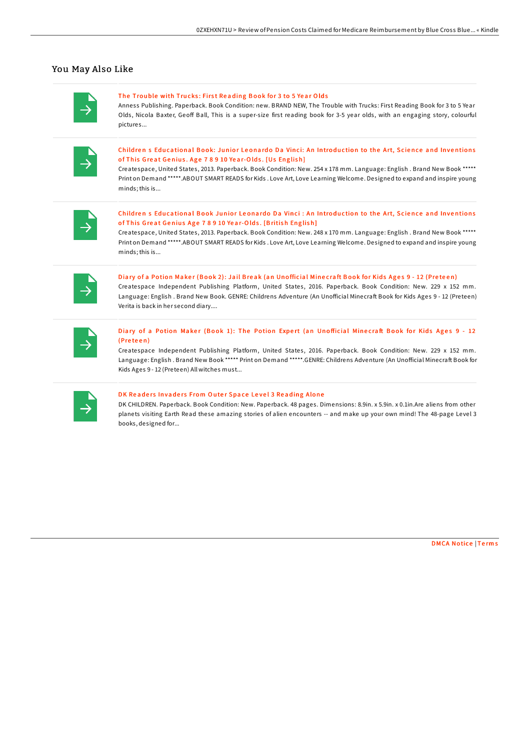## You May Also Like

**The Trouble with Trucks: First Reading Book for 3 to 5 Year Olds**

Anness Publishing. Paperback. Book Condition: new. BRAND NEW, The Trouble with Trucks: First Reading Book for 3 to 5 Year Olds, Nicola Baxter, Geoff Ball, This is a super-size first reading book for 3-5 year olds, with an engaging story, colourful pictures...

**Children s Educational Book: Junior Leonardo Da Vinci: An Introduction to the Art, Science and Inventions of This Great Genius. Age 7 8 9 10 Year-Olds. [Us English]**

Createspace, United States, 2013. Paperback. Book Condition: New. 254 x 178 mm. Language: English . Brand New Book ***** Print on Demand *****.ABOUT SMART READS for Kids . Love Art, Love Learning Welcome. Designed to expand and inspire young minds; this is...

**Children s Educational Book Junior Leonardo Da Vinci : An Introduction to the Art, Science and Inventions of This Great Genius Age 7 8 9 10 Year-Olds. [British English]**

Createspace, United States, 2013. Paperback. Book Condition: New. 248 x 170 mm. Language: English . Brand New Book ***** Print on Demand *****.ABOUT SMART READS for Kids . Love Art, Love Learning Welcome. Designed to expand and inspire young minds; this is...

**Diary of a Potion Maker (Book 2): Jail Break (an Unofficial Minecraft Book for Kids Ages 9 - 12 (Preteen)**

Createspace Independent Publishing Platform, United States, 2016. Paperback. Book Condition: New. 229 x 152 mm. Language: English . Brand New Book. GENRE: Childrens Adventure (An Unofficial Minecraft Book for Kids Ages 9 - 12 (Preteen) Verita is back in her second diary....

**Diary of a Potion Maker (Book 1): The Potion Expert (an Unofficial Minecraft Book for Kids Ages 9 - 12 (Preteen)**

Createspace Independent Publishing Platform, United States, 2016. Paperback. Book Condition: New. 229 x 152 mm. Language: English . Brand New Book ***** Print on Demand *****.GENRE: Childrens Adventure (An Unofficial Minecraft Book for Kids Ages 9 - 12 (Preteen) All witches must...

**DK Readers Invaders From Outer Space Level 3 Reading Alone**

DK CHILDREN. Paperback. Book Condition: New. Paperback. 48 pages. Dimensions: 8.9in. x 5.9in. x 0.1in.Are aliens from other planets visiting Earth Read these amazing stories of alien encounters -- and make up your own mind! The 48-page Level 3 books, designed for...